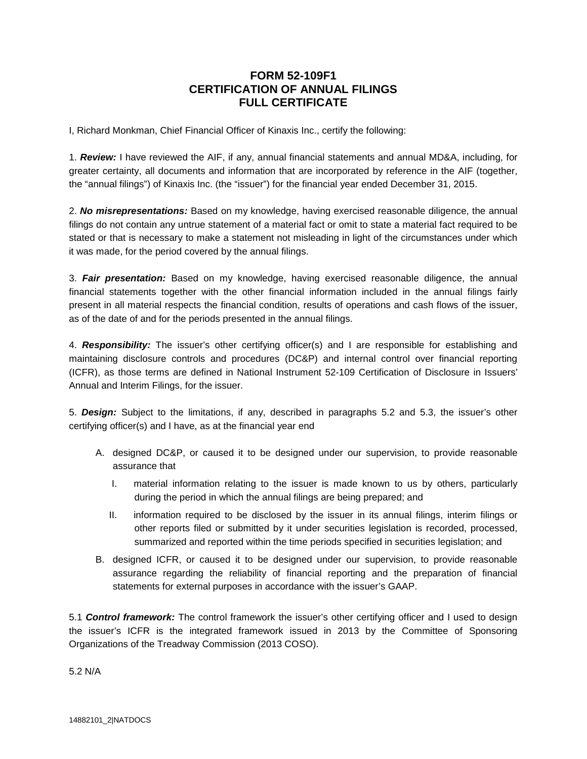# FORM 52-109F1
# CERTIFICATION OF ANNUAL FILINGS
# FULL CERTIFICATE

I, Richard Monkman, Chief Financial Officer of Kinaxis Inc., certify the following:

1. ***Review:*** I have reviewed the AIF, if any, annual financial statements and annual MD&A, including, for greater certainty, all documents and information that are incorporated by reference in the AIF (together, the "annual filings") of Kinaxis Inc. (the "issuer") for the financial year ended December 31, 2015.

2. ***No misrepresentations:*** Based on my knowledge, having exercised reasonable diligence, the annual filings do not contain any untrue statement of a material fact or omit to state a material fact required to be stated or that is necessary to make a statement not misleading in light of the circumstances under which it was made, for the period covered by the annual filings.

3. ***Fair presentation:*** Based on my knowledge, having exercised reasonable diligence, the annual financial statements together with the other financial information included in the annual filings fairly present in all material respects the financial condition, results of operations and cash flows of the issuer, as of the date of and for the periods presented in the annual filings.

4. ***Responsibility:*** The issuer's other certifying officer(s) and I are responsible for establishing and maintaining disclosure controls and procedures (DC&P) and internal control over financial reporting (ICFR), as those terms are defined in National Instrument 52-109 Certification of Disclosure in Issuers' Annual and Interim Filings, for the issuer.

5. ***Design:*** Subject to the limitations, if any, described in paragraphs 5.2 and 5.3, the issuer's other certifying officer(s) and I have, as at the financial year end

   A. designed DC&P, or caused it to be designed under our supervision, to provide reasonable assurance that

      I. material information relating to the issuer is made known to us by others, particularly during the period in which the annual filings are being prepared; and

      II. information required to be disclosed by the issuer in its annual filings, interim filings or other reports filed or submitted by it under securities legislation is recorded, processed, summarized and reported within the time periods specified in securities legislation; and

   B. designed ICFR, or caused it to be designed under our supervision, to provide reasonable assurance regarding the reliability of financial reporting and the preparation of financial statements for external purposes in accordance with the issuer's GAAP.

5.1 ***Control framework:*** The control framework the issuer's other certifying officer and I used to design the issuer's ICFR is the integrated framework issued in 2013 by the Committee of Sponsoring Organizations of the Treadway Commission (2013 COSO).

5.2 N/A

14882101_2|NATDOCS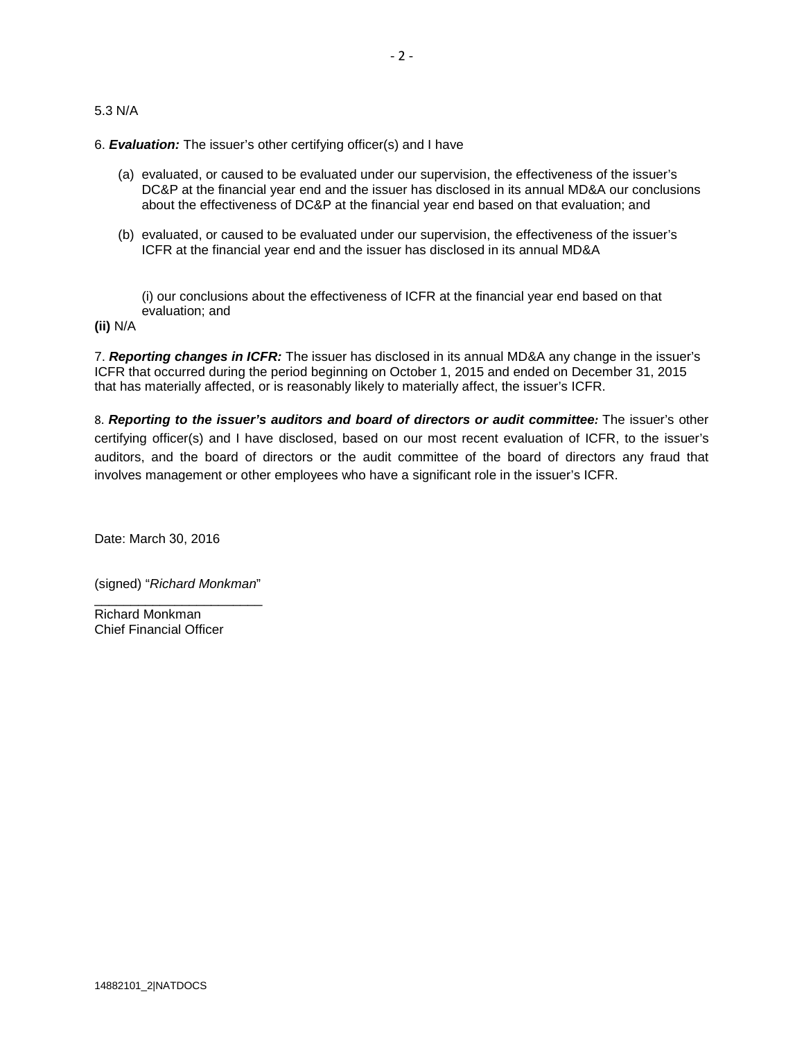5.3 N/A

6. ***Evaluation:*** The issuer's other certifying officer(s) and I have

(a) evaluated, or caused to be evaluated under our supervision, the effectiveness of the issuer's DC&P at the financial year end and the issuer has disclosed in its annual MD&A our conclusions about the effectiveness of DC&P at the financial year end based on that evaluation; and

(b) evaluated, or caused to be evaluated under our supervision, the effectiveness of the issuer's ICFR at the financial year end and the issuer has disclosed in its annual MD&A

(i) our conclusions about the effectiveness of ICFR at the financial year end based on that evaluation; and

**(ii)** N/A

7. ***Reporting changes in ICFR:*** The issuer has disclosed in its annual MD&A any change in the issuer's ICFR that occurred during the period beginning on October 1, 2015 and ended on December 31, 2015 that has materially affected, or is reasonably likely to materially affect, the issuer's ICFR.

8. ***Reporting to the issuer's auditors and board of directors or audit committee:*** The issuer's other certifying officer(s) and I have disclosed, based on our most recent evaluation of ICFR, to the issuer's auditors, and the board of directors or the audit committee of the board of directors any fraud that involves management or other employees who have a significant role in the issuer's ICFR.

Date: March 30, 2016

(signed) "*Richard Monkman*"
_______________________
Richard Monkman
Chief Financial Officer

14882101_2|NATDOCS